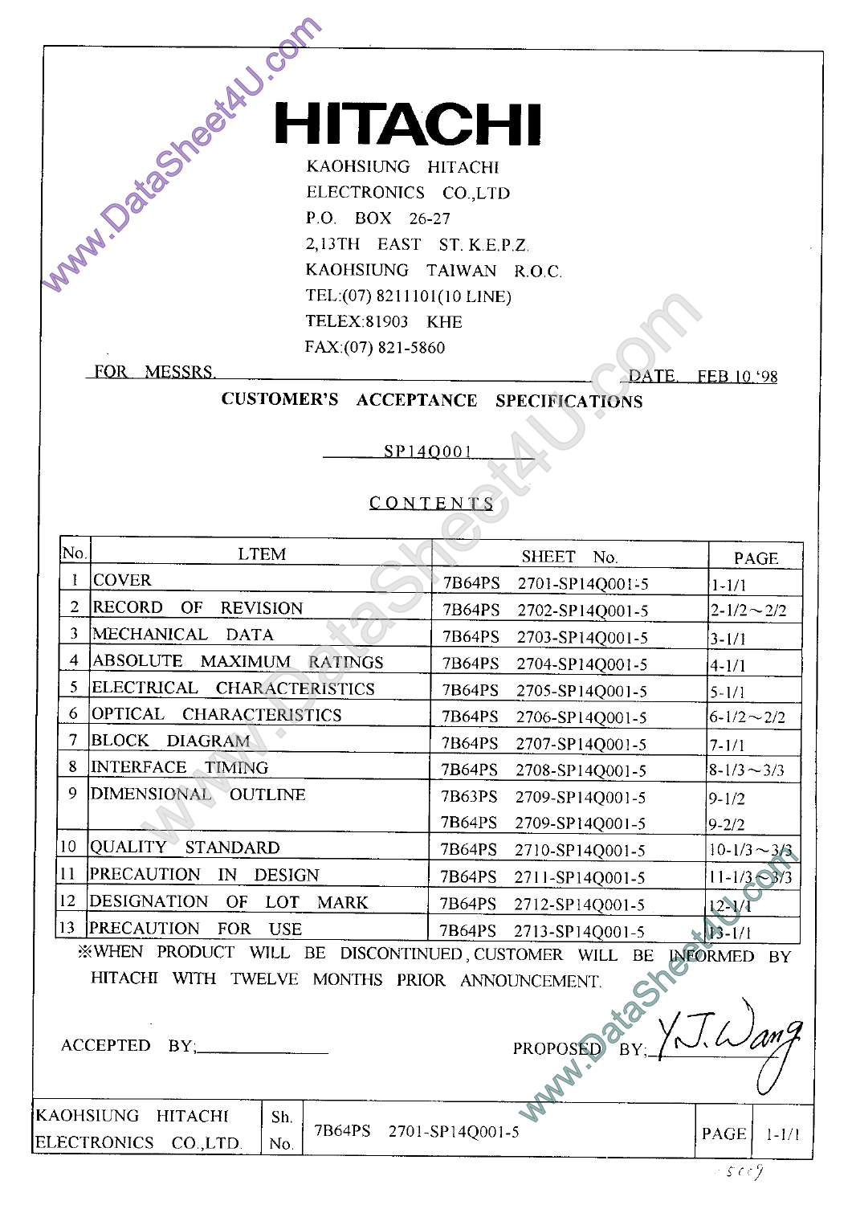# HITACHI

KAOHSIUNG HITACHI
ELECTRONICS CO.,LTD
P.O. BOX 26-27
2,13TH EAST ST. K.E.P.Z.
KAOHSIUNG TAIWAN R.O.C.
TEL:(07) 8211101(10 LINE)
TELEX:81903 KHE
FAX:(07) 821-5860

FOR MESSRS. DATE FEB 10,'98

## CUSTOMER'S ACCEPTANCE SPECIFICATIONS

SP14Q001

### CONTENTS

| No. | LTEM | SHEET No. | PAGE |
|---|---|---|---|
| 1 | COVER | 7B64PS 2701-SP14Q001-5 | 1-1/1 |
| 2 | RECORD OF REVISION | 7B64PS 2702-SP14Q001-5 | 2-1/2～2/2 |
| 3 | MECHANICAL DATA | 7B64PS 2703-SP14Q001-5 | 3-1/1 |
| 4 | ABSOLUTE MAXIMUM RATINGS | 7B64PS 2704-SP14Q001-5 | 4-1/1 |
| 5 | ELECTRICAL CHARACTERISTICS | 7B64PS 2705-SP14Q001-5 | 5-1/1 |
| 6 | OPTICAL CHARACTERISTICS | 7B64PS 2706-SP14Q001-5 | 6-1/2～2/2 |
| 7 | BLOCK DIAGRAM | 7B64PS 2707-SP14Q001-5 | 7-1/1 |
| 8 | INTERFACE TIMING | 7B64PS 2708-SP14Q001-5 | 8-1/3～3/3 |
| 9 | DIMENSIONAL OUTLINE | 7B63PS 2709-SP14Q001-5 | 9-1/2 |
| | | 7B64PS 2709-SP14Q001-5 | 9-2/2 |
| 10 | QUALITY STANDARD | 7B64PS 2710-SP14Q001-5 | 10-1/3～3/3 |
| 11 | PRECAUTION IN DESIGN | 7B64PS 2711-SP14Q001-5 | 11-1/3～3/3 |
| 12 | DESIGNATION OF LOT MARK | 7B64PS 2712-SP14Q001-5 | 12-1/1 |
| 13 | PRECAUTION FOR USE | 7B64PS 2713-SP14Q001-5 | 13-1/1 |

※WHEN PRODUCT WILL BE DISCONTINUED, CUSTOMER WILL BE INFORMED BY HITACHI WITH TWELVE MONTHS PRIOR ANNOUNCEMENT.

ACCEPTED BY;________________ PROPOSED BY; Y.J. Wang

| KAOHSIUNG HITACHI ELECTRONICS CO.,LTD. | Sh. No. | 7B64PS 2701-SP14Q001-5 | PAGE | 1-1/1 |
|---|---|---|---|---|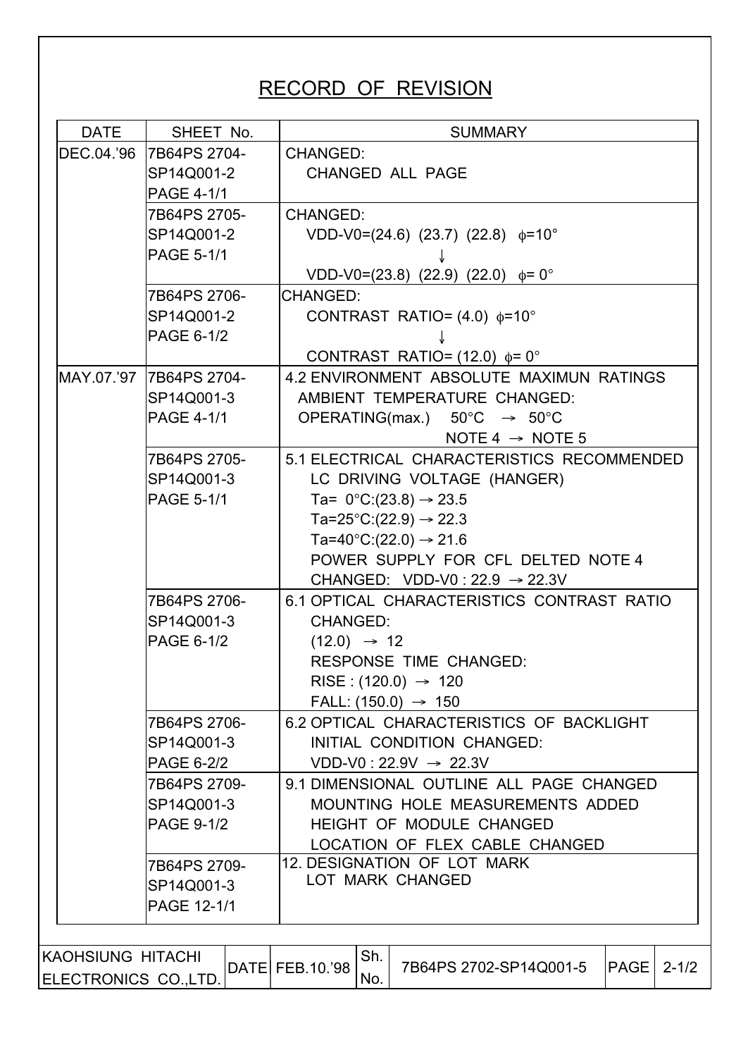# RECORD OF REVISION

| DATE | SHEET No. | SUMMARY |
|---|---|---|
| DEC.04.'96 | 7B64PS 2704-SP14Q001-2 PAGE 4-1/1 | CHANGED: CHANGED ALL PAGE |
| | 7B64PS 2705-SP14Q001-2 PAGE 5-1/1 | CHANGED: VDD-V0=(24.6) (23.7) (22.8) $\phi$=10° ↓ VDD-V0=(23.8) (22.9) (22.0) $\phi$= 0° |
| | 7B64PS 2706-SP14Q001-2 PAGE 6-1/2 | CHANGED: CONTRAST RATIO= (4.0) $\phi$=10° ↓ CONTRAST RATIO= (12.0) $\phi$= 0° |
| MAY.07.'97 | 7B64PS 2704-SP14Q001-3 PAGE 4-1/1 | 4.2 ENVIRONMENT ABSOLUTE MAXIMUN RATINGS AMBIENT TEMPERATURE CHANGED: OPERATING(max.) 50°C → 50°C NOTE 4 → NOTE 5 |
| | 7B64PS 2705-SP14Q001-3 PAGE 5-1/1 | 5.1 ELECTRICAL CHARACTERISTICS RECOMMENDED LC DRIVING VOLTAGE (HANGER) Ta= 0°C:(23.8) → 23.5 Ta=25°C:(22.9) → 22.3 Ta=40°C:(22.0) → 21.6 POWER SUPPLY FOR CFL DELTED NOTE 4 CHANGED: VDD-V0 : 22.9 → 22.3V |
| | 7B64PS 2706-SP14Q001-3 PAGE 6-1/2 | 6.1 OPTICAL CHARACTERISTICS CONTRAST RATIO CHANGED: (12.0) → 12 RESPONSE TIME CHANGED: RISE : (120.0) → 120 FALL: (150.0) → 150 |
| | 7B64PS 2706-SP14Q001-3 PAGE 6-2/2 | 6.2 OPTICAL CHARACTERISTICS OF BACKLIGHT INITIAL CONDITION CHANGED: VDD-V0 : 22.9V → 22.3V |
| | 7B64PS 2709-SP14Q001-3 PAGE 9-1/2 | 9.1 DIMENSIONAL OUTLINE ALL PAGE CHANGED MOUNTING HOLE MEASUREMENTS ADDED HEIGHT OF MODULE CHANGED LOCATION OF FLEX CABLE CHANGED |
| | 7B64PS 2709-SP14Q001-3 PAGE 12-1/1 | 12. DESIGNATION OF LOT MARK LOT MARK CHANGED |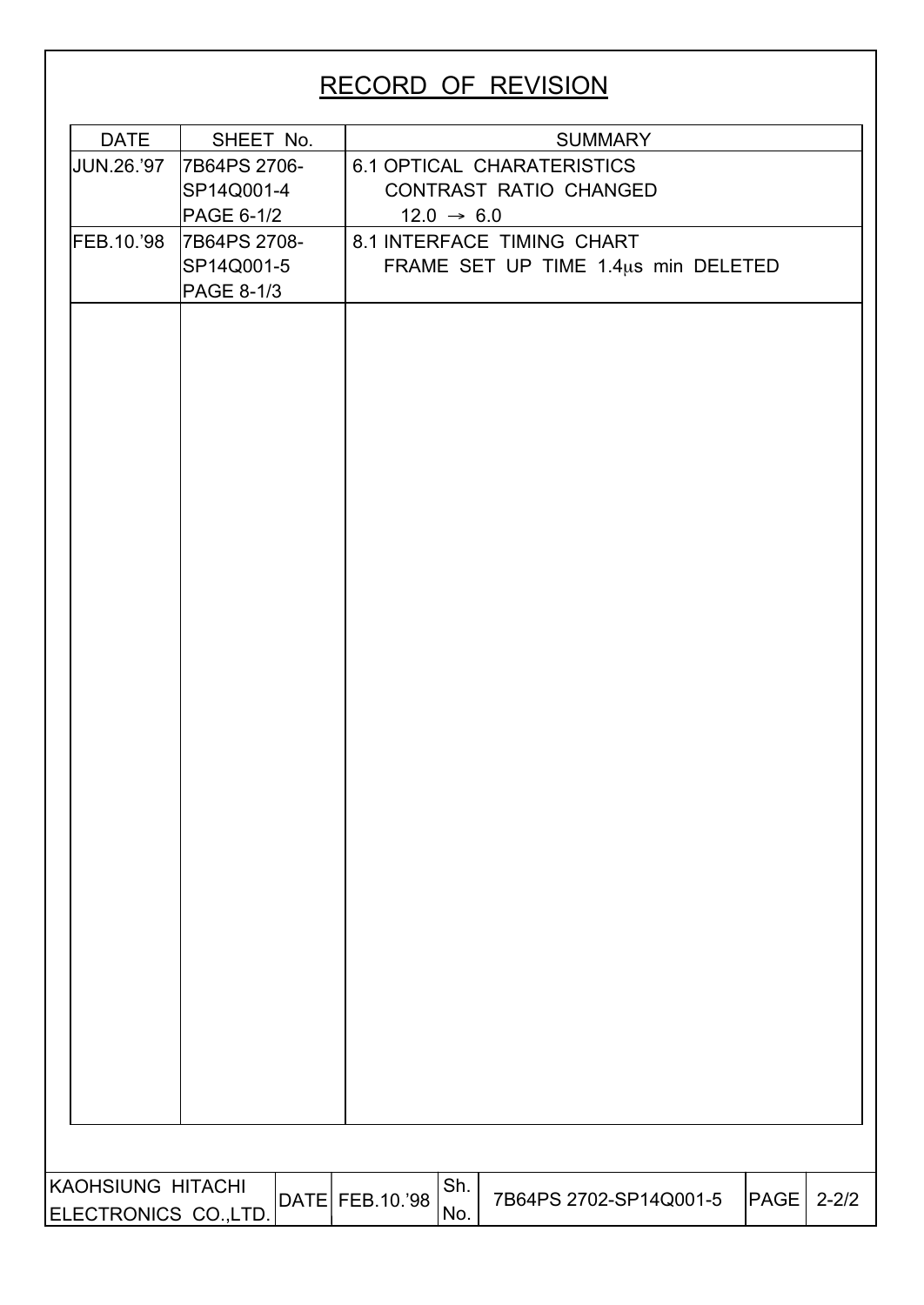# RECORD OF REVISION

| DATE | SHEET No. | SUMMARY |
|---|---|---|
| JUN.26.'97 | 7B64PS 2706-SP14Q001-4 PAGE 6-1/2 | 6.1 OPTICAL CHARATERISTICS CONTRAST RATIO CHANGED $12.0 \rightarrow 6.0$ |
| FEB.10.'98 | 7B64PS 2708-SP14Q001-5 PAGE 8-1/3 | 8.1 INTERFACE TIMING CHART FRAME SET UP TIME 1.4μs min DELETED |

| KAOHSIUNG HITACHI ELECTRONICS CO.,LTD. | DATE | FEB.10.'98 | Sh. No. | 7B64PS 2702-SP14Q001-5 | PAGE | 2-2/2 |
|---|---|---|---|---|---|---|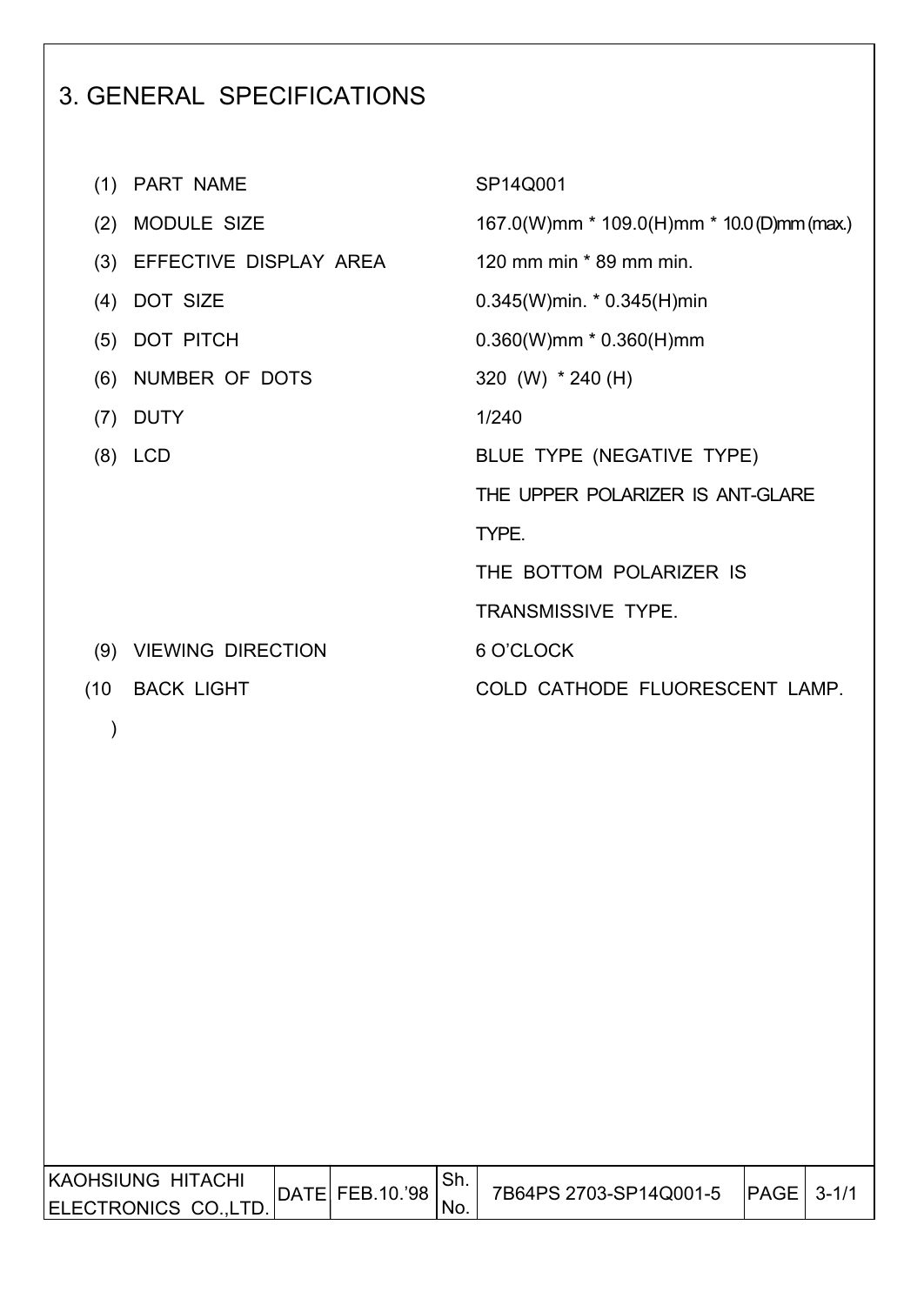# 3. GENERAL SPECIFICATIONS

| | | |
|---|---|---|
| (1) | PART NAME | SP14Q001 |
| (2) | MODULE SIZE | 167.0(W)mm * 109.0(H)mm * 10.0 (D)mm (max.) |
| (3) | EFFECTIVE DISPLAY AREA | 120 mm min * 89 mm min. |
| (4) | DOT SIZE | 0.345(W)min. * 0.345(H)min |
| (5) | DOT PITCH | 0.360(W)mm * 0.360(H)mm |
| (6) | NUMBER OF DOTS | 320 (W) * 240 (H) |
| (7) | DUTY | 1/240 |
| (8) | LCD | BLUE TYPE (NEGATIVE TYPE)<br>THE UPPER POLARIZER IS ANT-GLARE TYPE.<br>THE BOTTOM POLARIZER IS TRANSMISSIVE TYPE. |
| (9) | VIEWING DIRECTION | 6 O'CLOCK |
| (10) | BACK LIGHT | COLD CATHODE FLUORESCENT LAMP. |

| KAOHSIUNG HITACHI ELECTRONICS CO.,LTD. | DATE | FEB.10.'98 | Sh. No. | 7B64PS 2703-SP14Q001-5 | PAGE | 3-1/1 |
|---|---|---|---|---|---|---|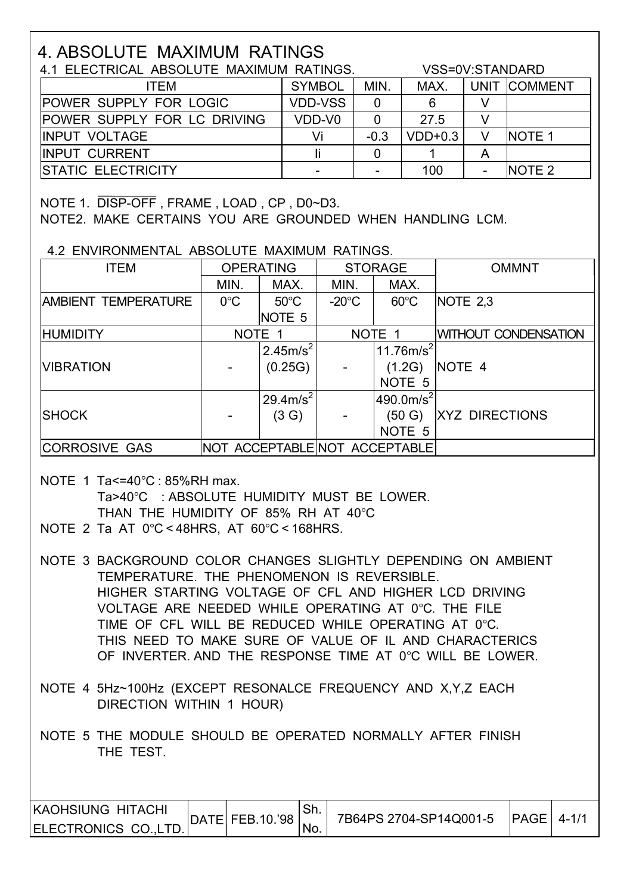# 4. ABSOLUTE MAXIMUM RATINGS

## 4.1 ELECTRICAL ABSOLUTE MAXIMUM RATINGS.

VSS=0V:STANDARD

| ITEM | SYMBOL | MIN. | MAX. | UNIT | COMMENT |
|---|---|---|---|---|---|
| POWER SUPPLY FOR LOGIC | VDD-VSS | 0 | 6 | V | |
| POWER SUPPLY FOR LC DRIVING | VDD-V0 | 0 | 27.5 | V | |
| INPUT VOLTAGE | Vi | -0.3 | VDD+0.3 | V | NOTE 1 |
| INPUT CURRENT | Ii | 0 | 1 | A | |
| STATIC ELECTRICITY | - | - | 100 | - | NOTE 2 |

NOTE 1. $\overline{\text{DISP-OFF}}$ , FRAME , LOAD , CP , D0~D3.

NOTE2. MAKE CERTAINS YOU ARE GROUNDED WHEN HANDLING LCM.

## 4.2 ENVIRONMENTAL ABSOLUTE MAXIMUM RATINGS.

| ITEM | OPERATING | | STORAGE | | OMMNT |
|---|---|---|---|---|---|
| | MIN. | MAX. | MIN. | MAX. | |
| AMBIENT TEMPERATURE | 0°C | 50°C NOTE 5 | -20°C | 60°C | NOTE 2,3 |
| HUMIDITY | NOTE 1 | | NOTE 1 | | WITHOUT CONDENSATION |
| VIBRATION | - | $2.45m/s^2$ (0.25G) | - | $11.76m/s^2$ (1.2G) NOTE 5 | NOTE 4 |
| SHOCK | - | $29.4m/s^2$ (3 G) | - | $490.0m/s^2$ (50 G) NOTE 5 | XYZ DIRECTIONS |
| CORROSIVE GAS | NOT ACCEPTABLE | | NOT ACCEPTABLE | | |

NOTE 1 Ta<=40°C : 85%RH max.
Ta>40°C : ABSOLUTE HUMIDITY MUST BE LOWER.
THAN THE HUMIDITY OF 85% RH AT 40°C

NOTE 2 Ta AT 0°C < 48HRS, AT 60°C < 168HRS.

NOTE 3 BACKGROUND COLOR CHANGES SLIGHTLY DEPENDING ON AMBIENT TEMPERATURE. THE PHENOMENON IS REVERSIBLE.
HIGHER STARTING VOLTAGE OF CFL AND HIGHER LCD DRIVING VOLTAGE ARE NEEDED WHILE OPERATING AT 0°C. THE FILE TIME OF CFL WILL BE REDUCED WHILE OPERATING AT 0°C.
THIS NEED TO MAKE SURE OF VALUE OF IL AND CHARACTERICS OF INVERTER. AND THE RESPONSE TIME AT 0°C WILL BE LOWER.

NOTE 4 5Hz~100Hz (EXCEPT RESONALCE FREQUENCY AND X,Y,Z EACH DIRECTION WITHIN 1 HOUR)

NOTE 5 THE MODULE SHOULD BE OPERATED NORMALLY AFTER FINISH THE TEST.

| KAOHSIUNG HITACHI ELECTRONICS CO.,LTD. | DATE | FEB.10.'98 | Sh. No. | 7B64PS 2704-SP14Q001-5 | PAGE | 4-1/1 |
|---|---|---|---|---|---|---|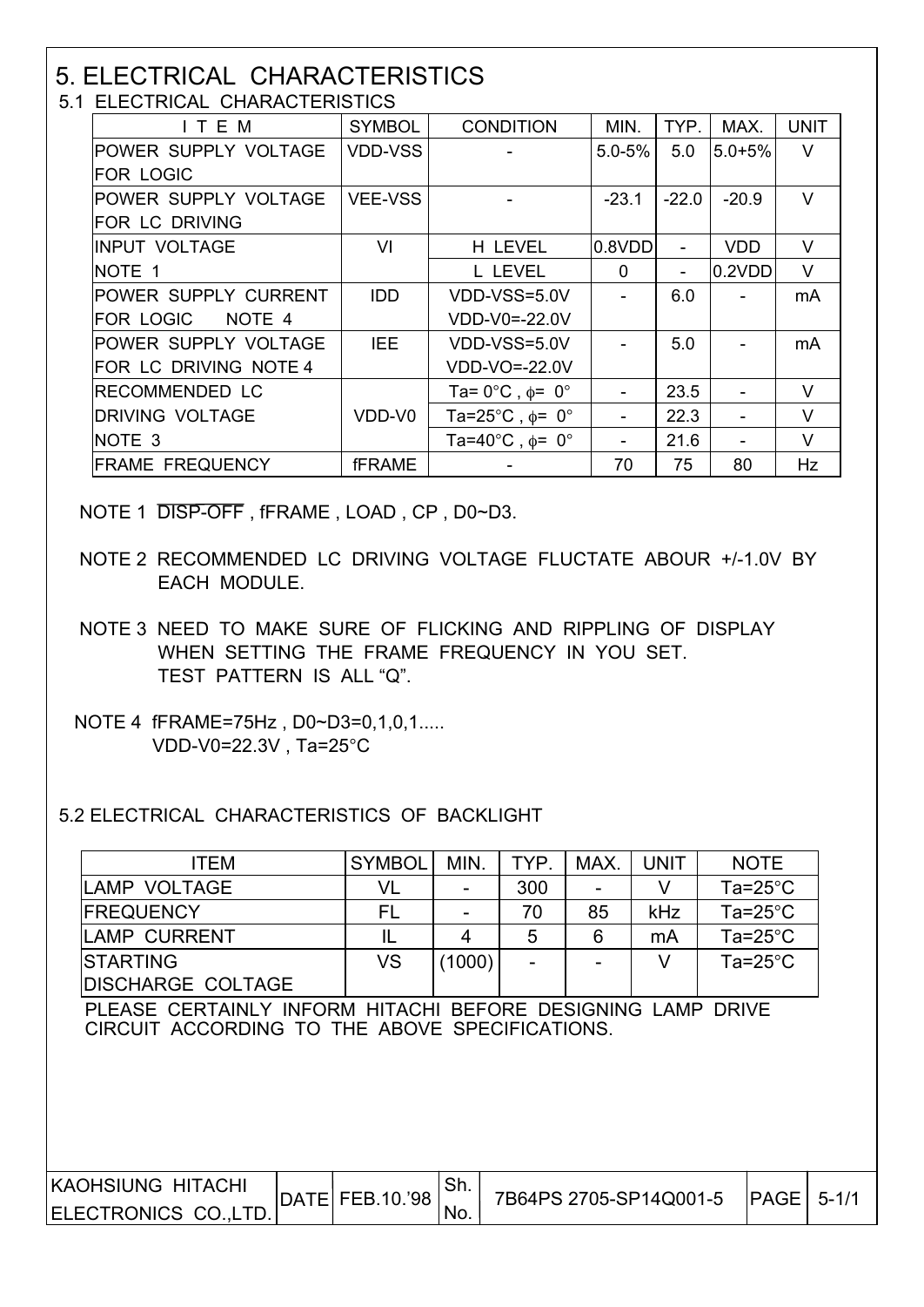# 5. ELECTRICAL CHARACTERISTICS

## 5.1 ELECTRICAL CHARACTERISTICS

| I T E M | SYMBOL | CONDITION | MIN. | TYP. | MAX. | UNIT |
|---|---|---|---|---|---|---|
| POWER SUPPLY VOLTAGE FOR LOGIC | VDD-VSS | - | 5.0-5% | 5.0 | 5.0+5% | V |
| POWER SUPPLY VOLTAGE FOR LC DRIVING | VEE-VSS | - | -23.1 | -22.0 | -20.9 | V |
| INPUT VOLTAGE NOTE 1 | VI | H LEVEL | 0.8VDD | - | VDD | V |
| | | L LEVEL | 0 | - | 0.2VDD | V |
| POWER SUPPLY CURRENT FOR LOGIC NOTE 4 | IDD | VDD-VSS=5.0V VDD-V0=-22.0V | - | 6.0 | - | mA |
| POWER SUPPLY VOLTAGE FOR LC DRIVING NOTE 4 | IEE | VDD-VSS=5.0V VDD-VO=-22.0V | - | 5.0 | - | mA |
| RECOMMENDED LC DRIVING VOLTAGE NOTE 3 | VDD-V0 | Ta= 0°C , $\phi$= 0° | - | 23.5 | - | V |
| | | Ta=25°C , $\phi$= 0° | - | 22.3 | - | V |
| | | Ta=40°C , $\phi$= 0° | - | 21.6 | - | V |
| FRAME FREQUENCY | fFRAME | - | 70 | 75 | 80 | Hz |

NOTE 1 $\overline{\text{DISP-OFF}}$ , fFRAME , LOAD , CP , D0~D3.

NOTE 2 RECOMMENDED LC DRIVING VOLTAGE FLUCTATE ABOUR +/-1.0V BY EACH MODULE.

NOTE 3 NEED TO MAKE SURE OF FLICKING AND RIPPLING OF DISPLAY WHEN SETTING THE FRAME FREQUENCY IN YOU SET. TEST PATTERN IS ALL "Q".

NOTE 4 fFRAME=75Hz , D0~D3=0,1,0,1..... VDD-V0=22.3V , Ta=25°C

## 5.2 ELECTRICAL CHARACTERISTICS OF BACKLIGHT

| ITEM | SYMBOL | MIN. | TYP. | MAX. | UNIT | NOTE |
|---|---|---|---|---|---|---|
| LAMP VOLTAGE | VL | - | 300 | - | V | Ta=25°C |
| FREQUENCY | FL | - | 70 | 85 | kHz | Ta=25°C |
| LAMP CURRENT | IL | 4 | 5 | 6 | mA | Ta=25°C |
| STARTING DISCHARGE COLTAGE | VS | (1000) | - | - | V | Ta=25°C |

PLEASE CERTAINLY INFORM HITACHI BEFORE DESIGNING LAMP DRIVE CIRCUIT ACCORDING TO THE ABOVE SPECIFICATIONS.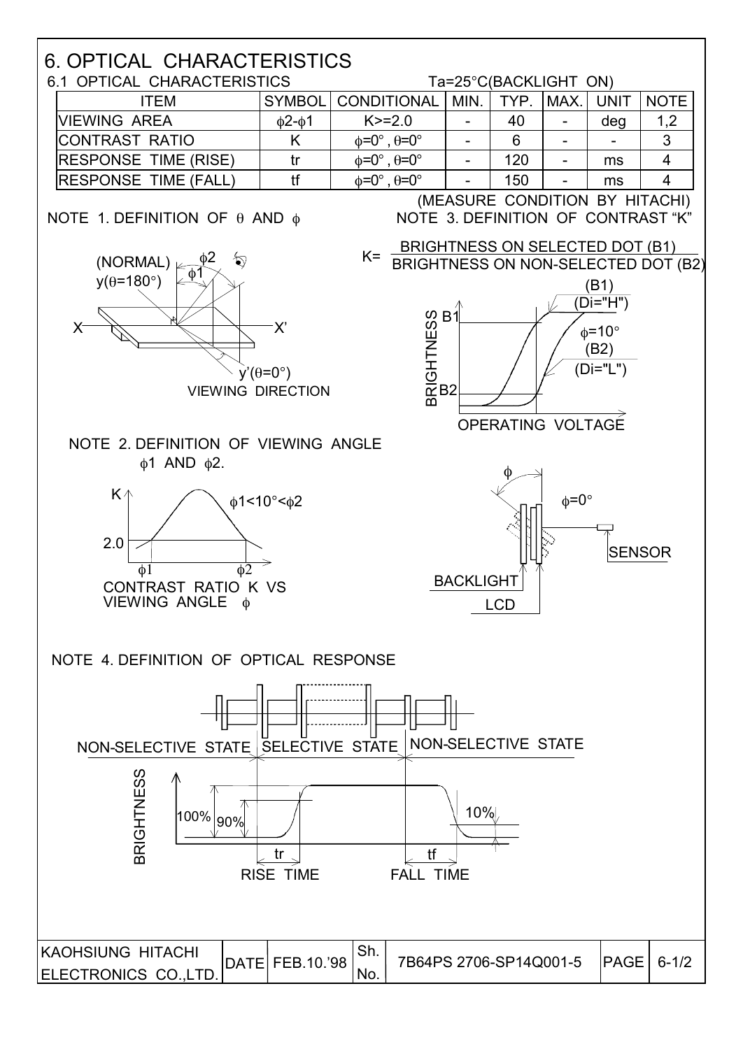# 6. OPTICAL CHARACTERISTICS

## 6.1 OPTICAL CHARACTERISTICS

Ta=25°C(BACKLIGHT ON)

| ITEM | SYMBOL | CONDITIONAL | MIN. | TYP. | MAX. | UNIT | NOTE |
|---|---|---|---|---|---|---|---|
| VIEWING AREA | $\phi2-\phi1$ | K>=2.0 | - | 40 | - | deg | 1,2 |
| CONTRAST RATIO | K | $\phi=0°$ , $\theta=0°$ | - | 6 | - | - | 3 |
| RESPONSE TIME (RISE) | tr | $\phi=0°$ , $\theta=0°$ | - | 120 | - | ms | 4 |
| RESPONSE TIME (FALL) | tf | $\phi=0°$ , $\theta=0°$ | - | 150 | - | ms | 4 |

(MEASURE CONDITION BY HITACHI)

NOTE 1. DEFINITION OF $\theta$ AND $\phi$

(NORMAL) y($\theta$=180°) $\phi2$ $\phi1$ X X' y'($\theta$=0°) VIEWING DIRECTION

NOTE 3. DEFINITION OF CONTRAST "K"

$$K = \frac{\text{BRIGHTNESS ON SELECTED DOT (B1)}}{\text{BRIGHTNESS ON NON-SELECTED DOT (B2)}}$$

BRIGHTNESS B1 B2 (B1) (Di="H") $\phi$=10° (B2) (Di="L") OPERATING VOLTAGE

NOTE 2. DEFINITION OF VIEWING ANGLE $\phi1$ AND $\phi2$.

K 2.0 $\phi1$ $\phi2$ $\phi1<10°<\phi2$

CONTRAST RATIO K VS VIEWING ANGLE $\phi$

$\phi$ $\phi$=0° SENSOR BACKLIGHT LCD

NOTE 4. DEFINITION OF OPTICAL RESPONSE

NON-SELECTIVE STATE | SELECTIVE STATE | NON-SELECTIVE STATE

BRIGHTNESS 100% 90% 10% tr tf RISE TIME FALL TIME

| KAOHSIUNG HITACHI ELECTRONICS CO.,LTD. | DATE | FEB.10.'98 | Sh. No. | 7B64PS 2706-SP14Q001-5 | PAGE | 6-1/2 |
|---|---|---|---|---|---|---|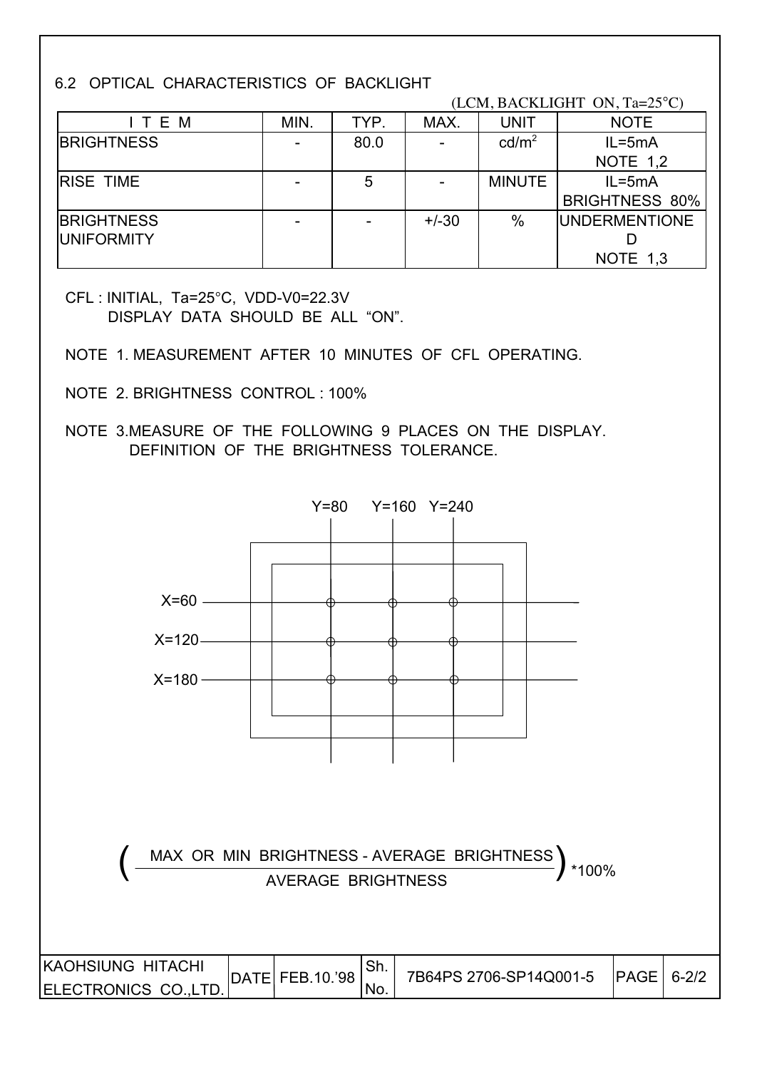## 6.2 OPTICAL CHARACTERISTICS OF BACKLIGHT

(LCM, BACKLIGHT ON, Ta=25°C)

| ITEM | MIN. | TYP. | MAX. | UNIT | NOTE |
|---|---|---|---|---|---|
| BRIGHTNESS | - | 80.0 | - | $cd/m^2$ | IL=5mA NOTE 1,2 |
| RISE TIME | - | 5 | - | MINUTE | IL=5mA BRIGHTNESS 80% |
| BRIGHTNESS UNIFORMITY | - | - | +/-30 | % | UNDERMENTIONED NOTE 1,3 |

CFL : INITIAL, Ta=25°C, VDD-V0=22.3V
DISPLAY DATA SHOULD BE ALL "ON".

NOTE 1. MEASUREMENT AFTER 10 MINUTES OF CFL OPERATING.

NOTE 2. BRIGHTNESS CONTROL : 100%

NOTE 3. MEASURE OF THE FOLLOWING 9 PLACES ON THE DISPLAY.
DEFINITION OF THE BRIGHTNESS TOLERANCE.

Y=80 Y=160 Y=240

X=60

X=120

X=180

$$\left(\frac{\text{MAX OR MIN BRIGHTNESS - AVERAGE BRIGHTNESS}}{\text{AVERAGE BRIGHTNESS}}\right)*100\%$$

| KAOHSIUNG HITACHI ELECTRONICS CO.,LTD. | DATE | FEB.10.'98 | Sh. No. | 7B64PS 2706-SP14Q001-5 | PAGE | 6-2/2 |
|---|---|---|---|---|---|---|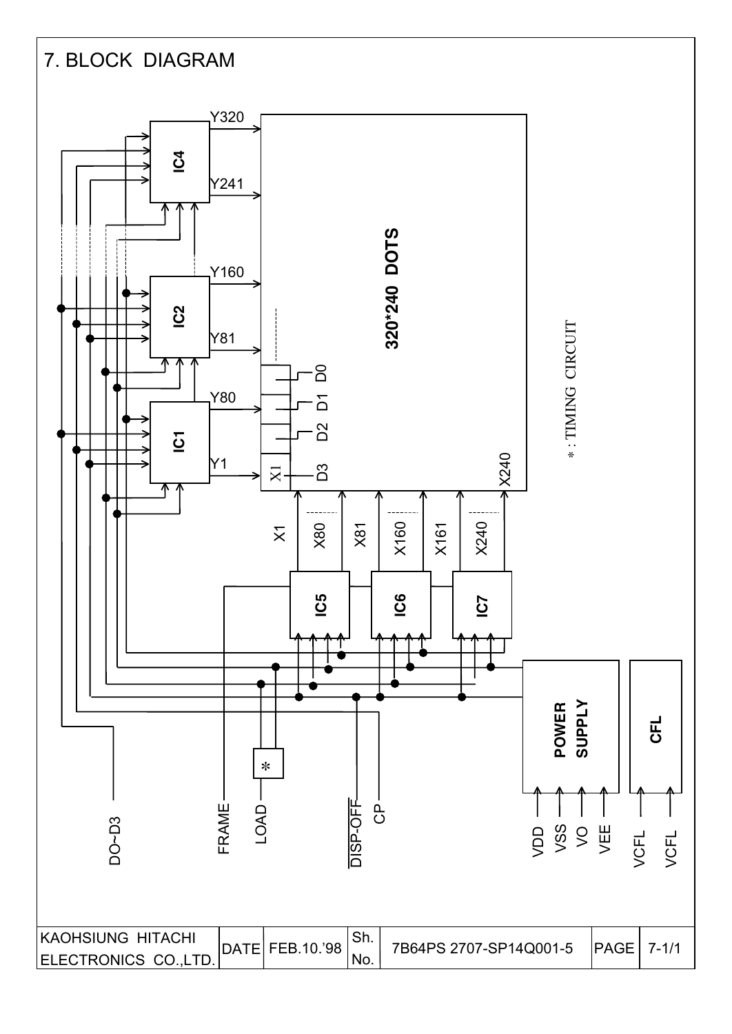# 7. BLOCK DIAGRAM

IC4, IC2, IC1 (Y1–Y80, Y81–Y160, Y241–Y320)

320*240 DOTS

D0, D1, D2, D3, X1, X240

IC5 (X1–X80), IC6 (X81–X160), IC7 (X161–X240)

* : TIMING CIRCUIT

POWER SUPPLY

CFL

DO~D3

FRAME

LOAD

DISP-OFF

CP

VDD, VSS, VO, VEE

VCFL, VCFL

| KAOHSIUNG HITACHI ELECTRONICS CO.,LTD. | DATE | FEB.10.'98 | Sh. No. | 7B64PS 2707-SP14Q001-5 | PAGE | 7-1/1 |
|---|---|---|---|---|---|---|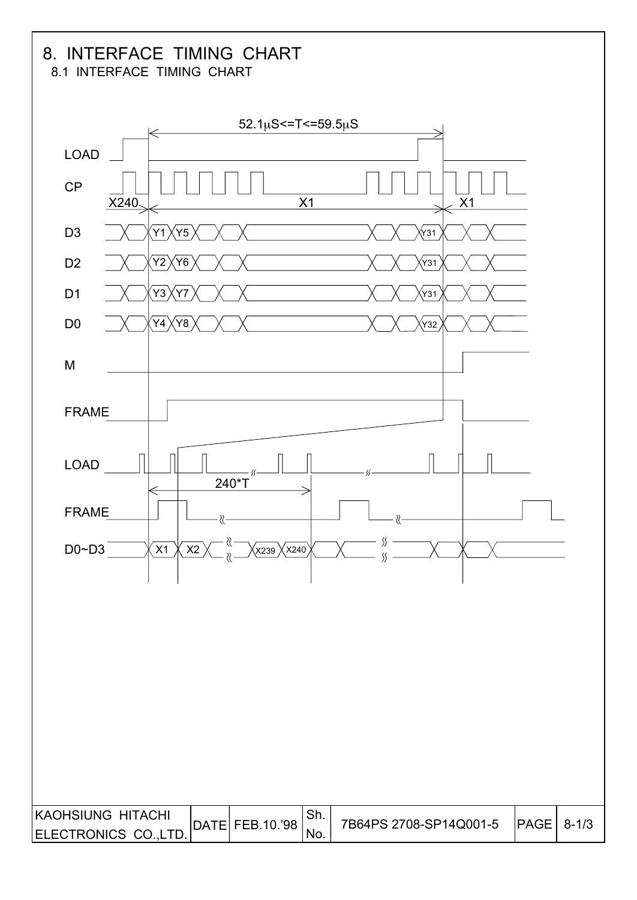# 8. INTERFACE TIMING CHART

## 8.1 INTERFACE TIMING CHART

52.1μS<=T<=59.5μS

LOAD

CP

X240 X1 X1

D3 Y1 Y5 Y31

D2 Y2 Y6 Y31

D1 Y3 Y7 Y31

D0 Y4 Y8 Y32

M

FRAME

LOAD

240*T

FRAME

D0~D3 X1 X2 X239 X240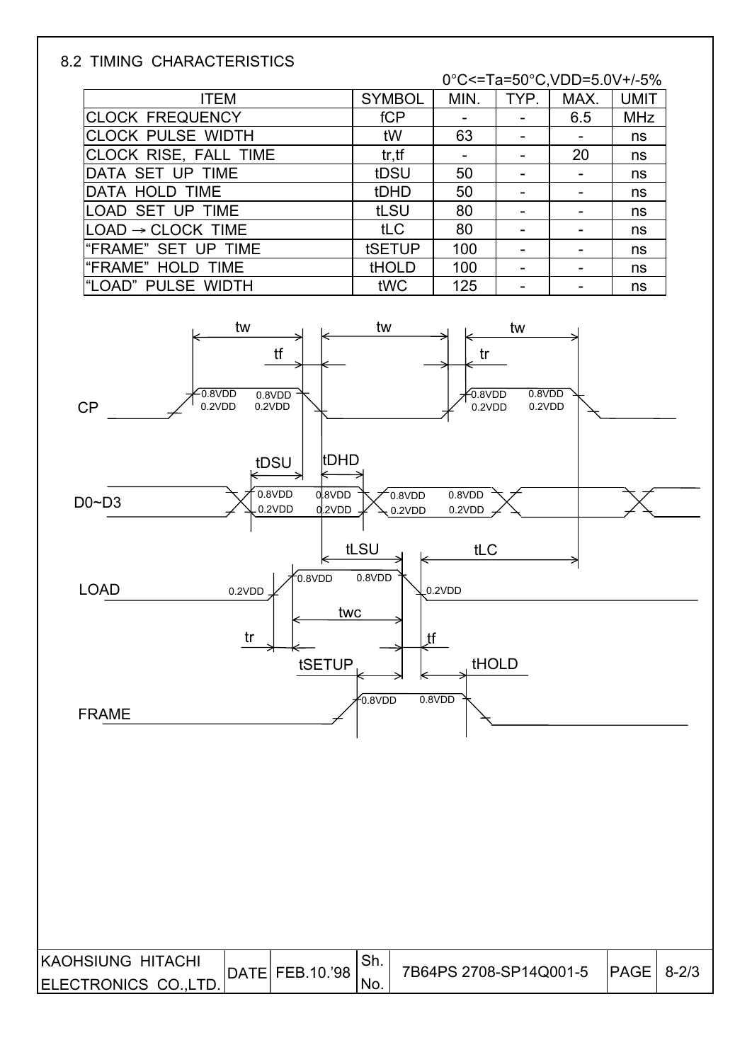## 8.2 TIMING CHARACTERISTICS

0°C<=Ta=50°C,VDD=5.0V+/-5%

| ITEM | SYMBOL | MIN. | TYP. | MAX. | UMIT |
|---|---|---|---|---|---|
| CLOCK FREQUENCY | fCP | - | - | 6.5 | MHz |
| CLOCK PULSE WIDTH | tW | 63 | - | - | ns |
| CLOCK RISE, FALL TIME | tr,tf | - | - | 20 | ns |
| DATA SET UP TIME | tDSU | 50 | - | - | ns |
| DATA HOLD TIME | tDHD | 50 | - | - | ns |
| LOAD SET UP TIME | tLSU | 80 | - | - | ns |
| LOAD → CLOCK TIME | tLC | 80 | - | - | ns |
| "FRAME" SET UP TIME | tSETUP | 100 | - | - | ns |
| "FRAME" HOLD TIME | tHOLD | 100 | - | - | ns |
| "LOAD" PULSE WIDTH | tWC | 125 | - | - | ns |

| KAOHSIUNG HITACHI ELECTRONICS CO.,LTD. | DATE | FEB.10.'98 | Sh. No. | 7B64PS 2708-SP14Q001-5 | PAGE | 8-2/3 |
|---|---|---|---|---|---|---|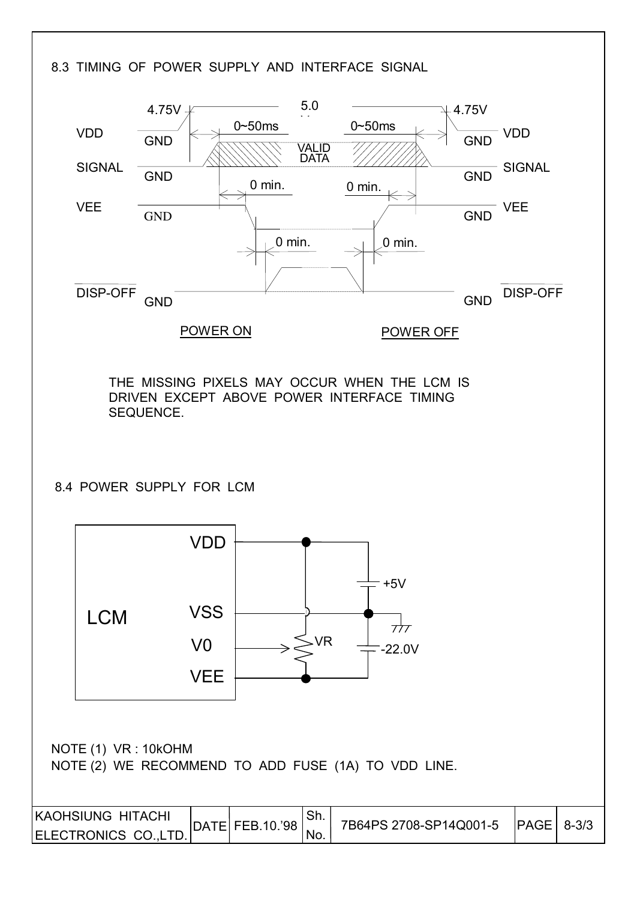## 8.3 TIMING OF POWER SUPPLY AND INTERFACE SIGNAL

VDD: GND → 4.75V → 5.0V → 4.75V → GND (0~50ms, 0~50ms)

SIGNAL: GND → VALID DATA → GND

VEE: GND (0 min., 0 min.)

DISP-OFF: GND (0 min., 0 min.)

POWER ON　　　POWER OFF

THE MISSING PIXELS MAY OCCUR WHEN THE LCM IS DRIVEN EXCEPT ABOVE POWER INTERFACE TIMING SEQUENCE.

## 8.4 POWER SUPPLY FOR LCM

LCM: VDD, VSS, V0, VEE — VR, +5V, -22.0V

NOTE (1) VR : 10kOHM

NOTE (2) WE RECOMMEND TO ADD FUSE (1A) TO VDD LINE.

| KAOHSIUNG HITACHI ELECTRONICS CO.,LTD. | DATE | FEB.10.'98 | Sh. No. | 7B64PS 2708-SP14Q001-5 | PAGE | 8-3/3 |
|---|---|---|---|---|---|---|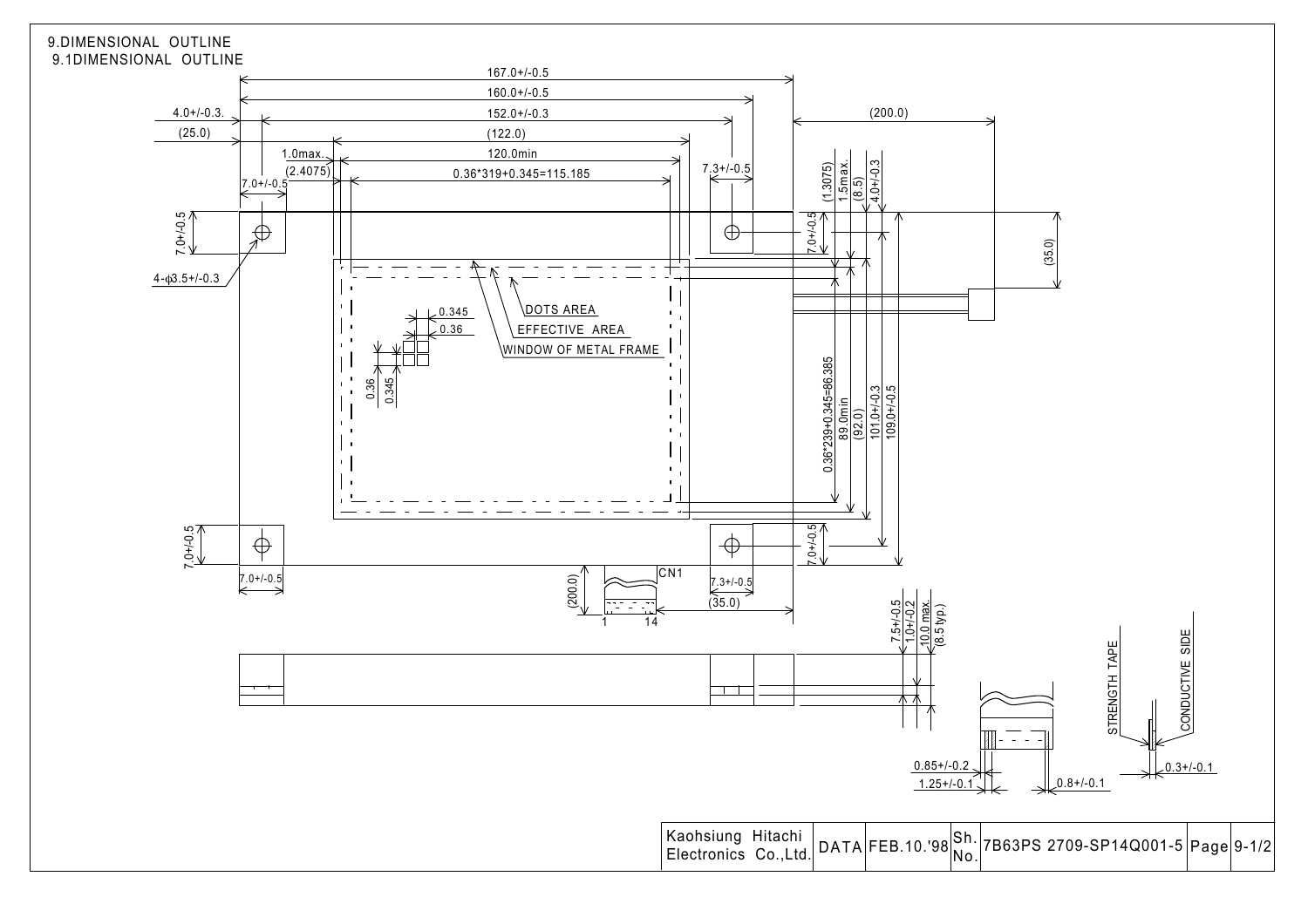# 9.DIMENSIONAL OUTLINE

## 9.1DIMENSIONAL OUTLINE

167.0+/-0.5

160.0+/-0.5

4.0+/-0.3.

152.0+/-0.3

(25.0)

(122.0)

1.0max.

120.0min

(2.4075)

0.36*319+0.345=115.185

7.0+/-0.5

7.3+/-0.5

(200.0)

(1.3075)

1.5max.

(8.5)

4.0+/-0.3

7.0+/-0.5

4-φ3.5+/-0.3

(35.0)

0.345

0.36

DOTS AREA

EFFECTIVE AREA

WINDOW OF METAL FRAME

0.36

0.345

0.36*239+0.345=86.385

89.0min

(92.0)

101.0+/-0.3

109.0+/-0.5

7.0+/-0.5

7.0+/-0.5

7.0+/-0.5

CN1

(200.0)

7.3+/-0.5

(35.0)

1 14

7.5+/-0.5

1.0+/-0.2

10.0 max.

(8.5 typ.)

STRENGTH TAPE

CONDUCTIVE SIDE

0.85+/-0.2

1.25+/-0.1

0.8+/-0.1

0.3+/-0.1

| Kaohsiung Hitachi Electronics Co.,Ltd. | DATA | FEB.10.'98 | Sh. No. | 7B63PS 2709-SP14Q001-5 | Page | 9-1/2 |
|---|---|---|---|---|---|---|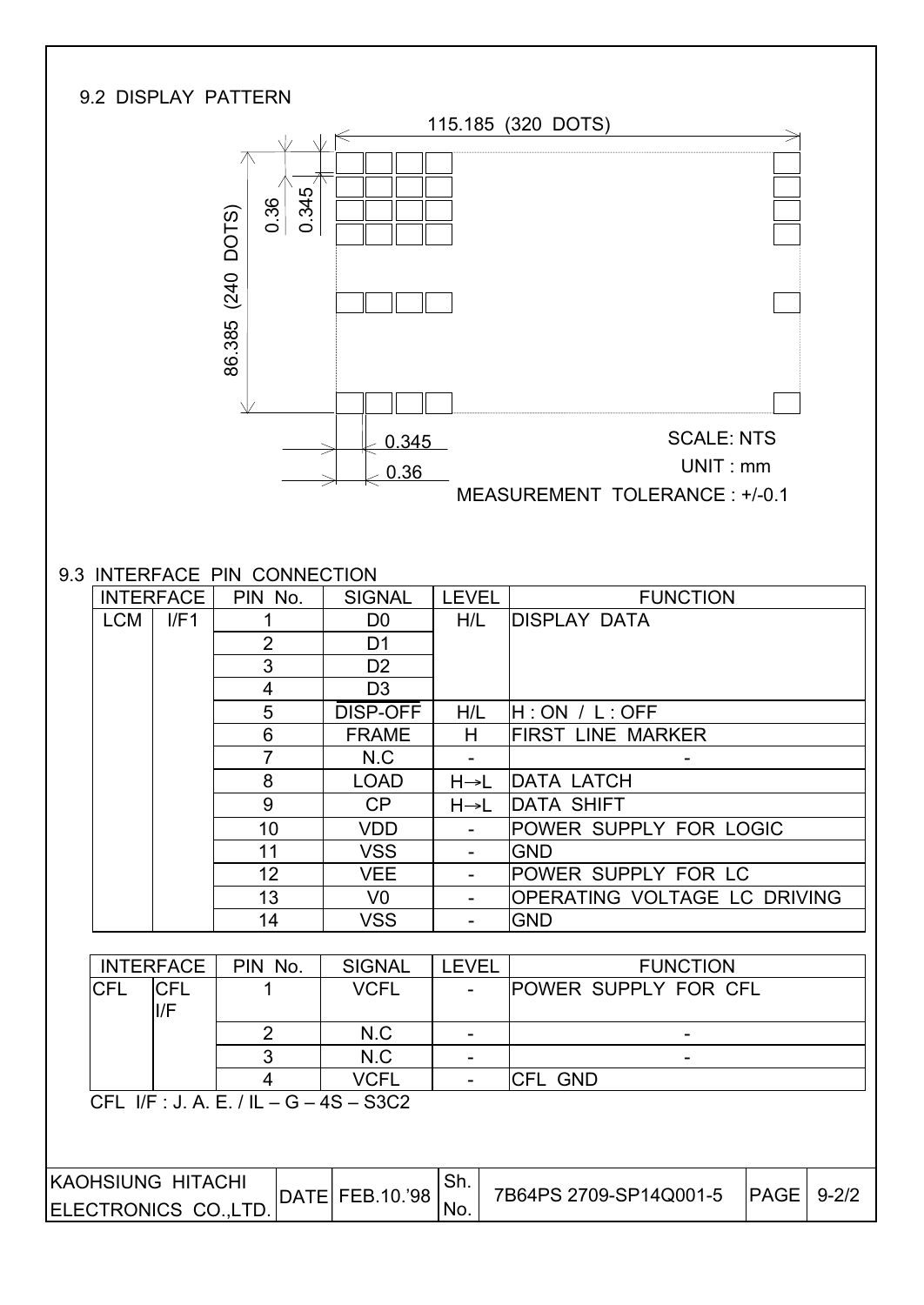## 9.2 DISPLAY PATTERN

115.185 (320 DOTS)

86.385 (240 DOTS)

0.36

0.345

0.345

0.36

SCALE: NTS

UNIT : mm

MEASUREMENT TOLERANCE : +/-0.1

## 9.3 INTERFACE PIN CONNECTION

| INTERFACE | | PIN No. | SIGNAL | LEVEL | FUNCTION |
|---|---|---|---|---|---|
| LCM | I/F1 | 1 | D0 | H/L | DISPLAY DATA |
| | | 2 | D1 | | |
| | | 3 | D2 | | |
| | | 4 | D3 | | |
| | | 5 | $\overline{\text{DISP-OFF}}$ | H/L | H : ON / L : OFF |
| | | 6 | FRAME | H | FIRST LINE MARKER |
| | | 7 | N.C | - | - |
| | | 8 | LOAD | H→L | DATA LATCH |
| | | 9 | CP | H→L | DATA SHIFT |
| | | 10 | VDD | - | POWER SUPPLY FOR LOGIC |
| | | 11 | VSS | - | GND |
| | | 12 | VEE | - | POWER SUPPLY FOR LC |
| | | 13 | V0 | - | OPERATING VOLTAGE LC DRIVING |
| | | 14 | VSS | - | GND |

| INTERFACE | | PIN No. | SIGNAL | LEVEL | FUNCTION |
|---|---|---|---|---|---|
| CFL | CFL I/F | 1 | VCFL | - | POWER SUPPLY FOR CFL |
| | | 2 | N.C | - | - |
| | | 3 | N.C | - | - |
| | | 4 | VCFL | - | CFL GND |

CFL I/F : J. A. E. / IL – G – 4S – S3C2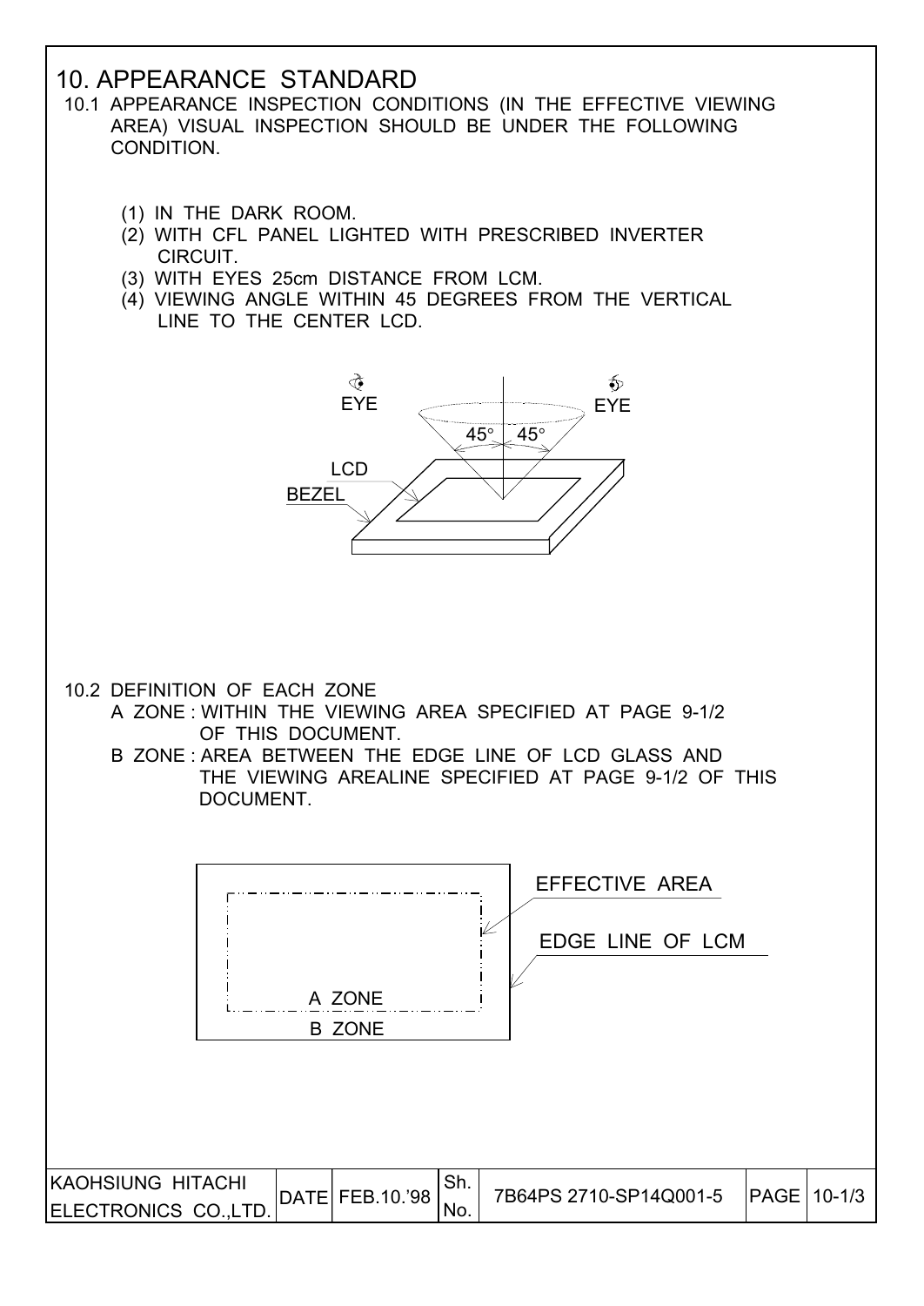# 10. APPEARANCE STANDARD

10.1 APPEARANCE INSPECTION CONDITIONS (IN THE EFFECTIVE VIEWING AREA) VISUAL INSPECTION SHOULD BE UNDER THE FOLLOWING CONDITION.

(1) IN THE DARK ROOM.
(2) WITH CFL PANEL LIGHTED WITH PRESCRIBED INVERTER CIRCUIT.
(3) WITH EYES 25cm DISTANCE FROM LCM.
(4) VIEWING ANGLE WITHIN 45 DEGREES FROM THE VERTICAL LINE TO THE CENTER LCD.

EYE EYE 45° 45° LCD BEZEL

10.2 DEFINITION OF EACH ZONE

A ZONE : WITHIN THE VIEWING AREA SPECIFIED AT PAGE 9-1/2 OF THIS DOCUMENT.

B ZONE : AREA BETWEEN THE EDGE LINE OF LCD GLASS AND THE VIEWING AREALINE SPECIFIED AT PAGE 9-1/2 OF THIS DOCUMENT.

EFFECTIVE AREA

EDGE LINE OF LCM

A ZONE

B ZONE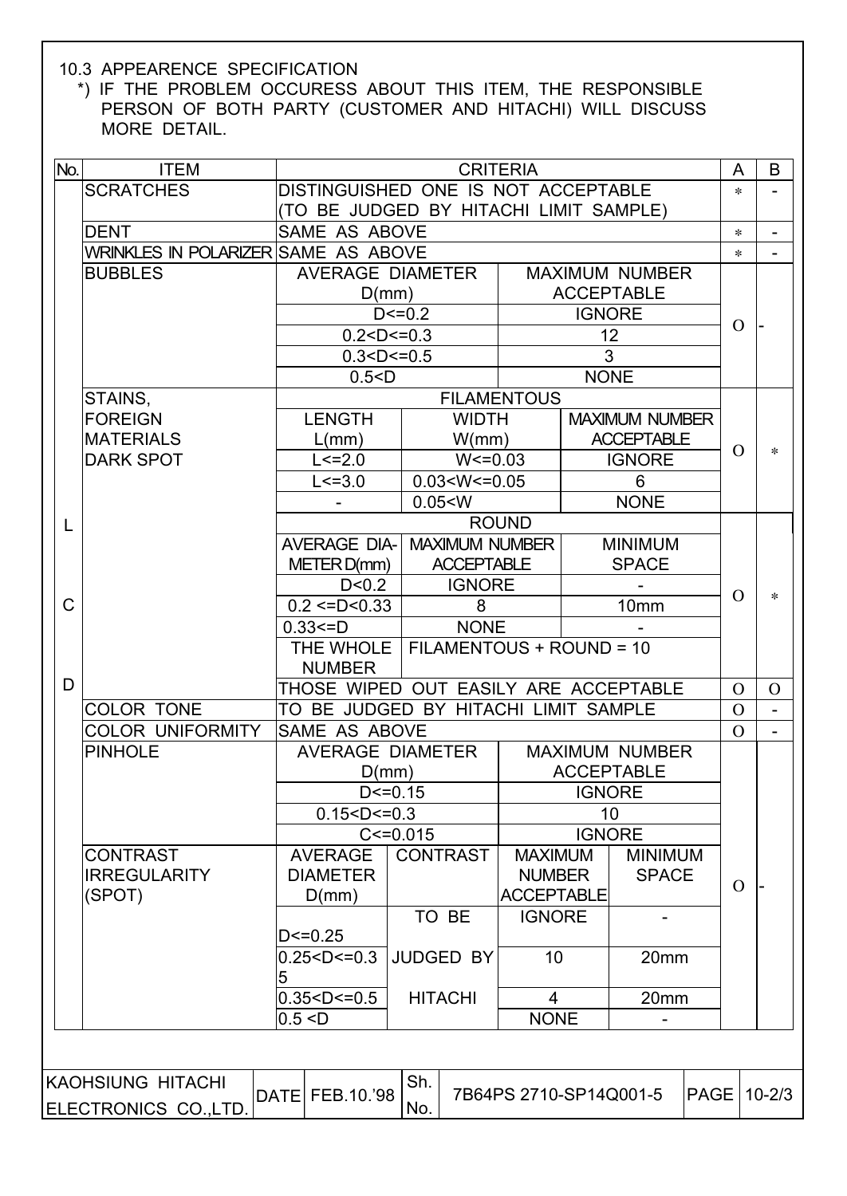## 10.3 APPEARENCE SPECIFICATION

*) IF THE PROBLEM OCCURESS ABOUT THIS ITEM, THE RESPONSIBLE PERSON OF BOTH PARTY (CUSTOMER AND HITACHI) WILL DISCUSS MORE DETAIL.

| No. | ITEM | CRITERIA | | | | A | B |
|---|---|---|---|---|---|---|---|
| LCD | SCRATCHES | DISTINGUISHED ONE IS NOT ACCEPTABLE (TO BE JUDGED BY HITACHI LIMIT SAMPLE) | | | | * | - |
| | DENT | SAME AS ABOVE | | | | * | - |
| | WRINKLES IN POLARIZER | SAME AS ABOVE | | | | * | - |
| | BUBBLES | AVERAGE DIAMETER D(mm) | | MAXIMUM NUMBER ACCEPTABLE | | O | - |
| | | D<=0.2 | | IGNORE | | | |
| | | 0.2<D<=0.3 | | 12 | | | |
| | | 0.3<D<=0.5 | | 3 | | | |
| | | 0.5<D | | NONE | | | |
| | STAINS, FOREIGN MATERIALS DARK SPOT | FILAMENTOUS | | | | O | * |
| | | LENGTH L(mm) | WIDTH W(mm) | MAXIMUM NUMBER ACCEPTABLE | | | |
| | | L<=2.0 | W<=0.03 | IGNORE | | | |
| | | L<=3.0 | 0.03<W<=0.05 | 6 | | | |
| | | - | 0.05<W | NONE | | | |
| | | ROUND | | | | O | * |
| | | AVERAGE DIAMETER D(mm) | MAXIMUM NUMBER ACCEPTABLE | MINIMUM SPACE | | | |
| | | D<0.2 | IGNORE | - | | | |
| | | 0.2 <=D<0.33 | 8 | 10mm | | | |
| | | 0.33<=D | NONE | - | | | |
| | | THE WHOLE NUMBER | FILAMENTOUS + ROUND = 10 | | | | |
| | | THOSE WIPED OUT EASILY ARE ACCEPTABLE | | | | O | O |
| | COLOR TONE | TO BE JUDGED BY HITACHI LIMIT SAMPLE | | | | O | - |
| | COLOR UNIFORMITY | SAME AS ABOVE | | | | O | - |
| | PINHOLE | AVERAGE DIAMETER D(mm) | | MAXIMUM NUMBER ACCEPTABLE | | O | - |
| | | D<=0.15 | | IGNORE | | | |
| | | 0.15<D<=0.3 | | 10 | | | |
| | | C<=0.015 | | IGNORE | | | |
| | CONTRAST IRREGULARITY (SPOT) | AVERAGE DIAMETER D(mm) | CONTRAST | MAXIMUM NUMBER ACCEPTABLE | MINIMUM SPACE | | |
| | | D<=0.25 | TO BE JUDGED BY HITACHI | IGNORE | - | | |
| | | 0.25<D<=0.35 | | 10 | 20mm | | |
| | | 0.35<D<=0.5 | | 4 | 20mm | | |
| | | 0.5 <D | | NONE | - | | |

| KAOHSIUNG HITACHI ELECTRONICS CO.,LTD. | DATE | FEB.10.'98 | Sh. No. | 7B64PS 2710-SP14Q001-5 | PAGE | 10-2/3 |
|---|---|---|---|---|---|---|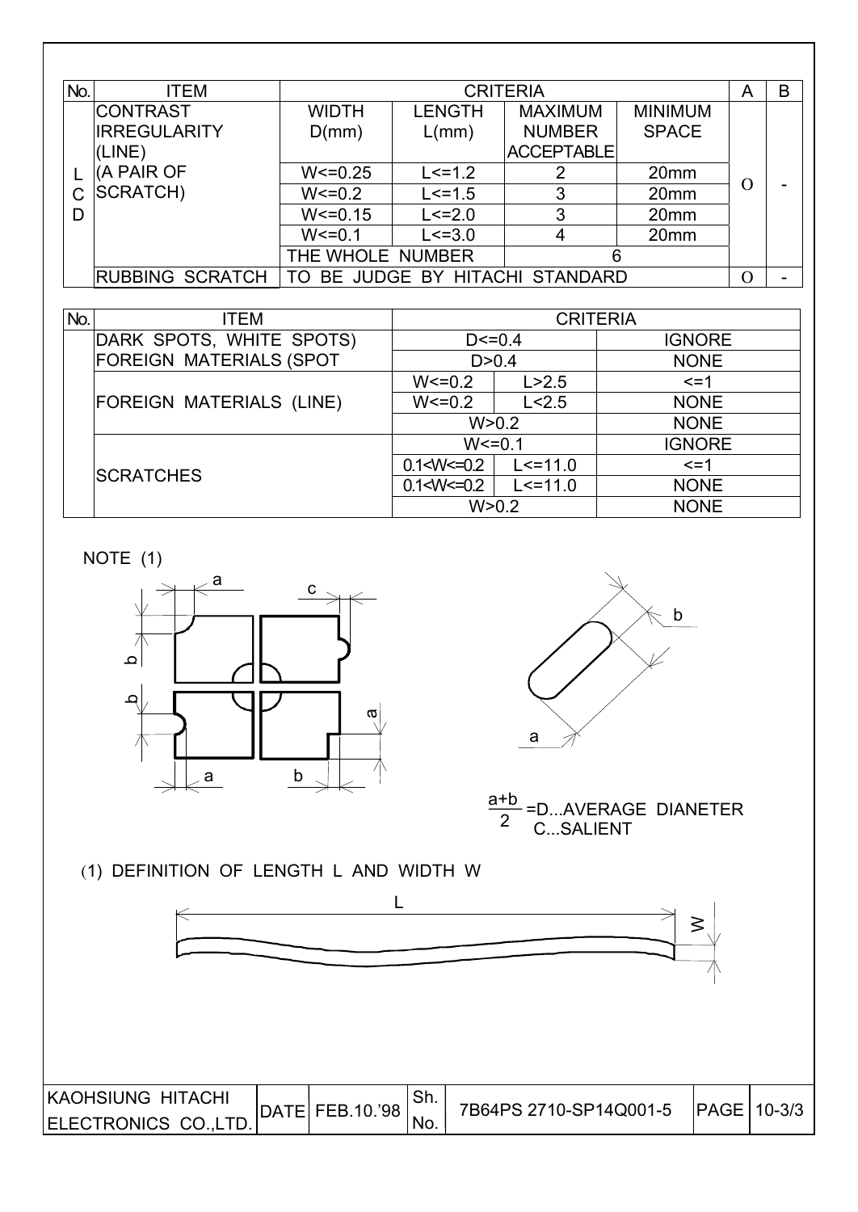| No. | ITEM | CRITERIA | | | | A | B |
|---|---|---|---|---|---|---|---|
| LCD | CONTRAST IRREGULARITY (LINE) (A PAIR OF SCRATCH) | WIDTH D(mm) | LENGTH L(mm) | MAXIMUM NUMBER ACCEPTABLE | MINIMUM SPACE | O | - |
| | | W<=0.25 | L<=1.2 | 2 | 20mm | | |
| | | W<=0.2 | L<=1.5 | 3 | 20mm | | |
| | | W<=0.15 | L<=2.0 | 3 | 20mm | | |
| | | W<=0.1 | L<=3.0 | 4 | 20mm | | |
| | | THE WHOLE NUMBER | | 6 | | | |
| | RUBBING SCRATCH | TO BE JUDGE BY HITACHI STANDARD | | | | O | - |

| No. | ITEM | CRITERIA | | |
|---|---|---|---|---|
| | DARK SPOTS, WHITE SPOTS) FOREIGN MATERIALS (SPOT | D<=0.4 | | IGNORE |
| | | D>0.4 | | NONE |
| | FOREIGN MATERIALS (LINE) | W<=0.2 | L>2.5 | <=1 |
| | | W<=0.2 | L<2.5 | NONE |
| | | W>0.2 | | NONE |
| | SCRATCHES | W<=0.1 | | IGNORE |
| | | 0.1<W<=0.2 | L<=11.0 | <=1 |
| | | 0.1<W<=0.2 | L<=11.0 | NONE |
| | | W>0.2 | | NONE |

NOTE (1)

$\frac{a+b}{2}$ =D...AVERAGE DIANETER
C...SALIENT

(1) DEFINITION OF LENGTH L AND WIDTH W

| KAOHSIUNG HITACHI ELECTRONICS CO.,LTD. | DATE | FEB.10.'98 | Sh. No. | 7B64PS 2710-SP14Q001-5 | PAGE | 10-3/3 |
|---|---|---|---|---|---|---|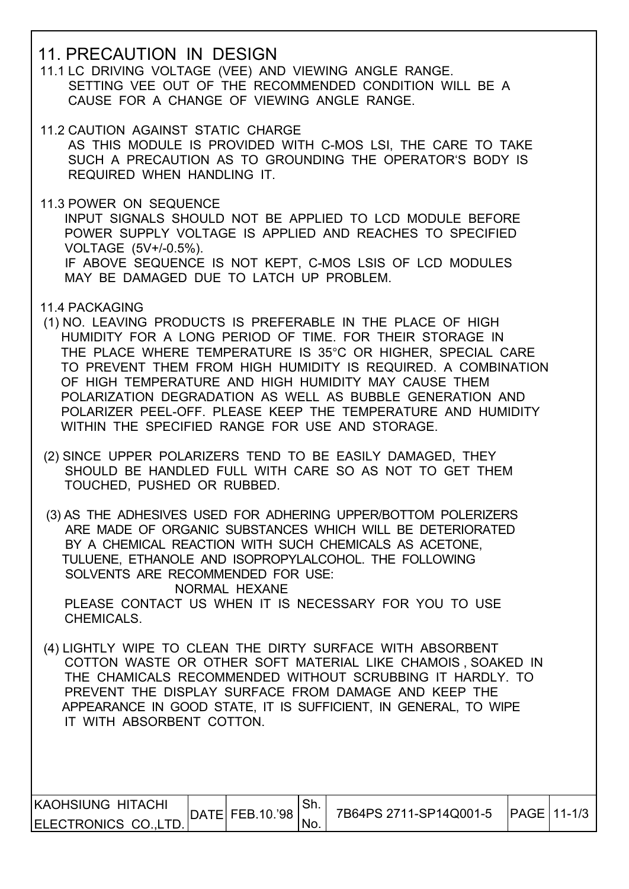# 11. PRECAUTION IN DESIGN

11.1 LC DRIVING VOLTAGE (VEE) AND VIEWING ANGLE RANGE.
SETTING VEE OUT OF THE RECOMMENDED CONDITION WILL BE A CAUSE FOR A CHANGE OF VIEWING ANGLE RANGE.

11.2 CAUTION AGAINST STATIC CHARGE
AS THIS MODULE IS PROVIDED WITH C-MOS LSI, THE CARE TO TAKE SUCH A PRECAUTION AS TO GROUNDING THE OPERATOR'S BODY IS REQUIRED WHEN HANDLING IT.

11.3 POWER ON SEQUENCE
INPUT SIGNALS SHOULD NOT BE APPLIED TO LCD MODULE BEFORE POWER SUPPLY VOLTAGE IS APPLIED AND REACHES TO SPECIFIED VOLTAGE (5V+/-0.5%).
IF ABOVE SEQUENCE IS NOT KEPT, C-MOS LSIS OF LCD MODULES MAY BE DAMAGED DUE TO LATCH UP PROBLEM.

11.4 PACKAGING

(1) NO. LEAVING PRODUCTS IS PREFERABLE IN THE PLACE OF HIGH HUMIDITY FOR A LONG PERIOD OF TIME. FOR THEIR STORAGE IN THE PLACE WHERE TEMPERATURE IS 35°C OR HIGHER, SPECIAL CARE TO PREVENT THEM FROM HIGH HUMIDITY IS REQUIRED. A COMBINATION OF HIGH TEMPERATURE AND HIGH HUMIDITY MAY CAUSE THEM POLARIZATION DEGRADATION AS WELL AS BUBBLE GENERATION AND POLARIZER PEEL-OFF. PLEASE KEEP THE TEMPERATURE AND HUMIDITY WITHIN THE SPECIFIED RANGE FOR USE AND STORAGE.

(2) SINCE UPPER POLARIZERS TEND TO BE EASILY DAMAGED, THEY SHOULD BE HANDLED FULL WITH CARE SO AS NOT TO GET THEM TOUCHED, PUSHED OR RUBBED.

(3) AS THE ADHESIVES USED FOR ADHERING UPPER/BOTTOM POLERIZERS ARE MADE OF ORGANIC SUBSTANCES WHICH WILL BE DETERIORATED BY A CHEMICAL REACTION WITH SUCH CHEMICALS AS ACETONE, TULUENE, ETHANOLE AND ISOPROPYLALCOHOL. THE FOLLOWING SOLVENTS ARE RECOMMENDED FOR USE:
NORMAL HEXANE
PLEASE CONTACT US WHEN IT IS NECESSARY FOR YOU TO USE CHEMICALS.

(4) LIGHTLY WIPE TO CLEAN THE DIRTY SURFACE WITH ABSORBENT COTTON WASTE OR OTHER SOFT MATERIAL LIKE CHAMOIS , SOAKED IN THE CHAMICALS RECOMMENDED WITHOUT SCRUBBING IT HARDLY. TO PREVENT THE DISPLAY SURFACE FROM DAMAGE AND KEEP THE APPEARANCE IN GOOD STATE, IT IS SUFFICIENT, IN GENERAL, TO WIPE IT WITH ABSORBENT COTTON.

| KAOHSIUNG HITACHI ELECTRONICS CO.,LTD. | DATE | FEB.10.'98 | Sh. No. | 7B64PS 2711-SP14Q001-5 | PAGE | 11-1/3 |
|---|---|---|---|---|---|---|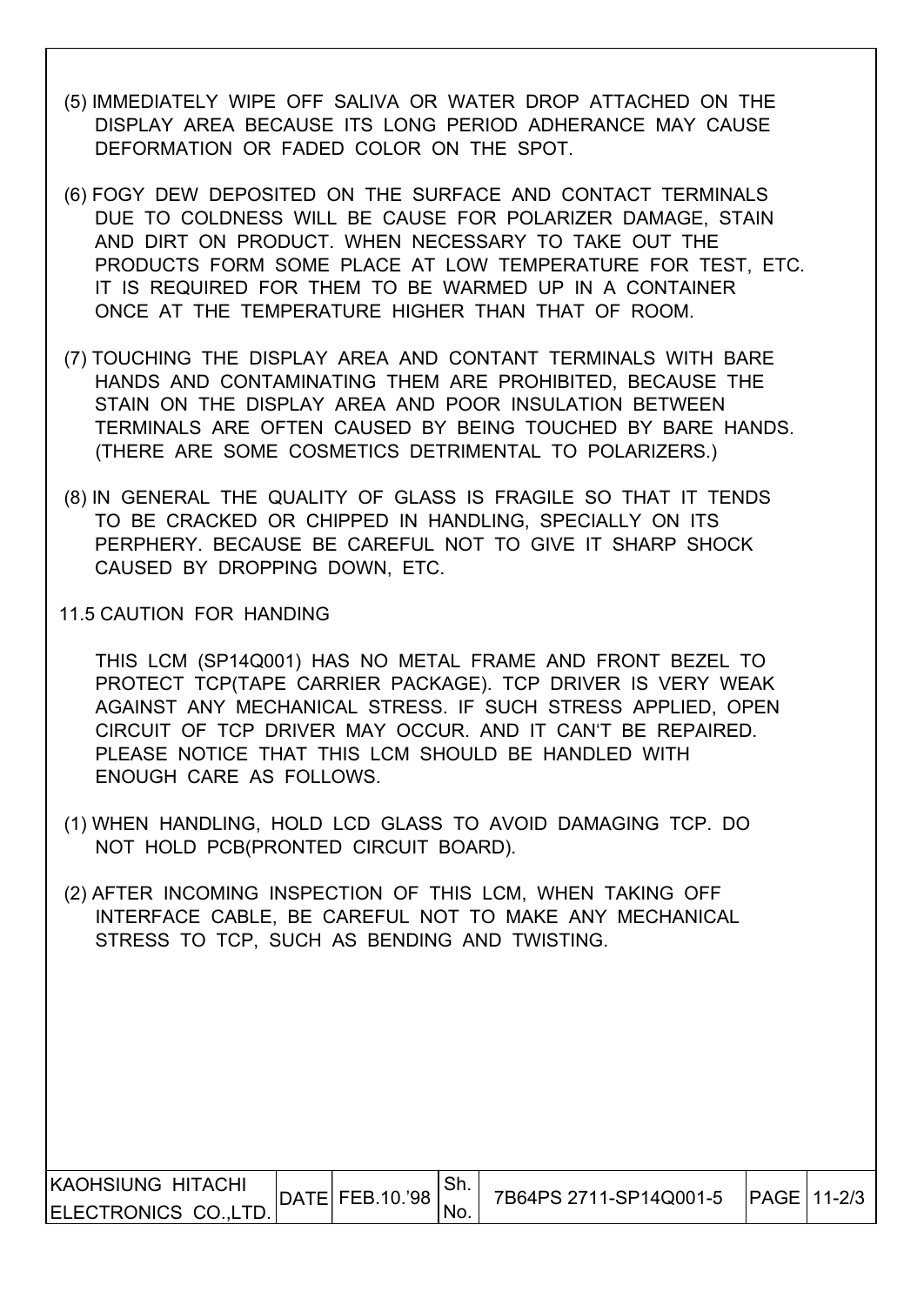(5) IMMEDIATELY WIPE OFF SALIVA OR WATER DROP ATTACHED ON THE DISPLAY AREA BECAUSE ITS LONG PERIOD ADHERANCE MAY CAUSE DEFORMATION OR FADED COLOR ON THE SPOT.

(6) FOGY DEW DEPOSITED ON THE SURFACE AND CONTACT TERMINALS DUE TO COLDNESS WILL BE CAUSE FOR POLARIZER DAMAGE, STAIN AND DIRT ON PRODUCT. WHEN NECESSARY TO TAKE OUT THE PRODUCTS FORM SOME PLACE AT LOW TEMPERATURE FOR TEST, ETC. IT IS REQUIRED FOR THEM TO BE WARMED UP IN A CONTAINER ONCE AT THE TEMPERATURE HIGHER THAN THAT OF ROOM.

(7) TOUCHING THE DISPLAY AREA AND CONTANT TERMINALS WITH BARE HANDS AND CONTAMINATING THEM ARE PROHIBITED, BECAUSE THE STAIN ON THE DISPLAY AREA AND POOR INSULATION BETWEEN TERMINALS ARE OFTEN CAUSED BY BEING TOUCHED BY BARE HANDS. (THERE ARE SOME COSMETICS DETRIMENTAL TO POLARIZERS.)

(8) IN GENERAL THE QUALITY OF GLASS IS FRAGILE SO THAT IT TENDS TO BE CRACKED OR CHIPPED IN HANDLING, SPECIALLY ON ITS PERPHERY. BECAUSE BE CAREFUL NOT TO GIVE IT SHARP SHOCK CAUSED BY DROPPING DOWN, ETC.

## 11.5 CAUTION FOR HANDING

THIS LCM (SP14Q001) HAS NO METAL FRAME AND FRONT BEZEL TO PROTECT TCP(TAPE CARRIER PACKAGE). TCP DRIVER IS VERY WEAK AGAINST ANY MECHANICAL STRESS. IF SUCH STRESS APPLIED, OPEN CIRCUIT OF TCP DRIVER MAY OCCUR. AND IT CAN'T BE REPAIRED. PLEASE NOTICE THAT THIS LCM SHOULD BE HANDLED WITH ENOUGH CARE AS FOLLOWS.

(1) WHEN HANDLING, HOLD LCD GLASS TO AVOID DAMAGING TCP. DO NOT HOLD PCB(PRONTED CIRCUIT BOARD).

(2) AFTER INCOMING INSPECTION OF THIS LCM, WHEN TAKING OFF INTERFACE CABLE, BE CAREFUL NOT TO MAKE ANY MECHANICAL STRESS TO TCP, SUCH AS BENDING AND TWISTING.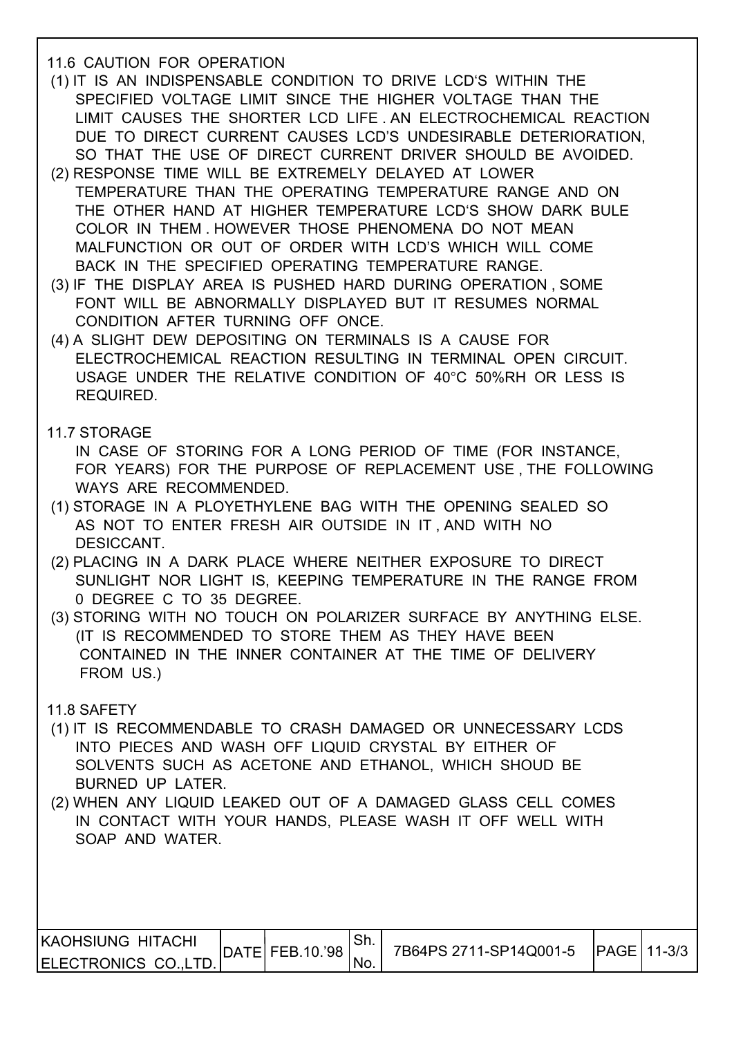## 11.6 CAUTION FOR OPERATION

(1) IT IS AN INDISPENSABLE CONDITION TO DRIVE LCD'S WITHIN THE SPECIFIED VOLTAGE LIMIT SINCE THE HIGHER VOLTAGE THAN THE LIMIT CAUSES THE SHORTER LCD LIFE . AN ELECTROCHEMICAL REACTION DUE TO DIRECT CURRENT CAUSES LCD'S UNDESIRABLE DETERIORATION, SO THAT THE USE OF DIRECT CURRENT DRIVER SHOULD BE AVOIDED.

(2) RESPONSE TIME WILL BE EXTREMELY DELAYED AT LOWER TEMPERATURE THAN THE OPERATING TEMPERATURE RANGE AND ON THE OTHER HAND AT HIGHER TEMPERATURE LCD'S SHOW DARK BULE COLOR IN THEM . HOWEVER THOSE PHENOMENA DO NOT MEAN MALFUNCTION OR OUT OF ORDER WITH LCD'S WHICH WILL COME BACK IN THE SPECIFIED OPERATING TEMPERATURE RANGE.

(3) IF THE DISPLAY AREA IS PUSHED HARD DURING OPERATION , SOME FONT WILL BE ABNORMALLY DISPLAYED BUT IT RESUMES NORMAL CONDITION AFTER TURNING OFF ONCE.

(4) A SLIGHT DEW DEPOSITING ON TERMINALS IS A CAUSE FOR ELECTROCHEMICAL REACTION RESULTING IN TERMINAL OPEN CIRCUIT. USAGE UNDER THE RELATIVE CONDITION OF 40°C 50%RH OR LESS IS REQUIRED.

## 11.7 STORAGE

IN CASE OF STORING FOR A LONG PERIOD OF TIME (FOR INSTANCE, FOR YEARS) FOR THE PURPOSE OF REPLACEMENT USE , THE FOLLOWING WAYS ARE RECOMMENDED.

(1) STORAGE IN A PLOYETHYLENE BAG WITH THE OPENING SEALED SO AS NOT TO ENTER FRESH AIR OUTSIDE IN IT , AND WITH NO DESICCANT.

(2) PLACING IN A DARK PLACE WHERE NEITHER EXPOSURE TO DIRECT SUNLIGHT NOR LIGHT IS, KEEPING TEMPERATURE IN THE RANGE FROM 0 DEGREE C TO 35 DEGREE.

(3) STORING WITH NO TOUCH ON POLARIZER SURFACE BY ANYTHING ELSE. (IT IS RECOMMENDED TO STORE THEM AS THEY HAVE BEEN CONTAINED IN THE INNER CONTAINER AT THE TIME OF DELIVERY FROM US.)

## 11.8 SAFETY

(1) IT IS RECOMMENDABLE TO CRASH DAMAGED OR UNNECESSARY LCDS INTO PIECES AND WASH OFF LIQUID CRYSTAL BY EITHER OF SOLVENTS SUCH AS ACETONE AND ETHANOL, WHICH SHOUD BE BURNED UP LATER.

(2) WHEN ANY LIQUID LEAKED OUT OF A DAMAGED GLASS CELL COMES IN CONTACT WITH YOUR HANDS, PLEASE WASH IT OFF WELL WITH SOAP AND WATER.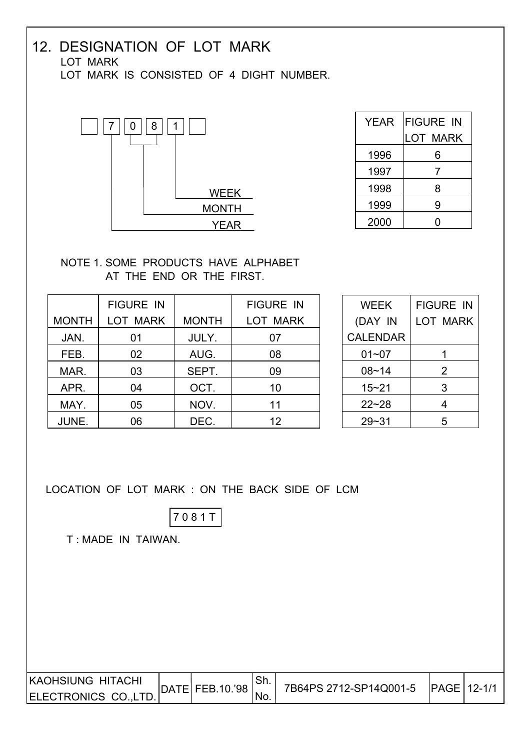# 12. DESIGNATION OF LOT MARK

LOT MARK

LOT MARK IS CONSISTED OF 4 DIGHT NUMBER.

```
[ ] [7] [0] [8] [1] [ ]
     |   |___|   |
     |     |     |_______ WEEK
     |     |_____________ MONTH
     |___________________ YEAR
```

| YEAR | FIGURE IN LOT MARK |
|---|---|
| 1996 | 6 |
| 1997 | 7 |
| 1998 | 8 |
| 1999 | 9 |
| 2000 | 0 |

NOTE 1. SOME PRODUCTS HAVE ALPHABET AT THE END OR THE FIRST.

| MONTH | FIGURE IN LOT MARK | MONTH | FIGURE IN LOT MARK |
|---|---|---|---|
| JAN. | 01 | JULY. | 07 |
| FEB. | 02 | AUG. | 08 |
| MAR. | 03 | SEPT. | 09 |
| APR. | 04 | OCT. | 10 |
| MAY. | 05 | NOV. | 11 |
| JUNE. | 06 | DEC. | 12 |

| WEEK (DAY IN CALENDAR | FIGURE IN LOT MARK |
|---|---|
| 01~07 | 1 |
| 08~14 | 2 |
| 15~21 | 3 |
| 22~28 | 4 |
| 29~31 | 5 |

LOCATION OF LOT MARK : ON THE BACK SIDE OF LCM

| 7 0 8 1 T |
|---|

T : MADE IN TAIWAN.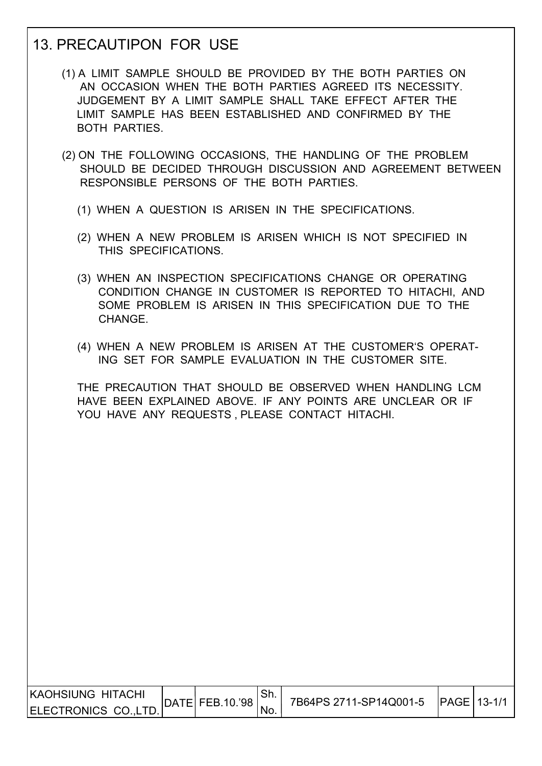# 13. PRECAUTIPON FOR USE

(1) A LIMIT SAMPLE SHOULD BE PROVIDED BY THE BOTH PARTIES ON AN OCCASION WHEN THE BOTH PARTIES AGREED ITS NECESSITY. JUDGEMENT BY A LIMIT SAMPLE SHALL TAKE EFFECT AFTER THE LIMIT SAMPLE HAS BEEN ESTABLISHED AND CONFIRMED BY THE BOTH PARTIES.

(2) ON THE FOLLOWING OCCASIONS, THE HANDLING OF THE PROBLEM SHOULD BE DECIDED THROUGH DISCUSSION AND AGREEMENT BETWEEN RESPONSIBLE PERSONS OF THE BOTH PARTIES.

(1) WHEN A QUESTION IS ARISEN IN THE SPECIFICATIONS.

(2) WHEN A NEW PROBLEM IS ARISEN WHICH IS NOT SPECIFIED IN THIS SPECIFICATIONS.

(3) WHEN AN INSPECTION SPECIFICATIONS CHANGE OR OPERATING CONDITION CHANGE IN CUSTOMER IS REPORTED TO HITACHI, AND SOME PROBLEM IS ARISEN IN THIS SPECIFICATION DUE TO THE CHANGE.

(4) WHEN A NEW PROBLEM IS ARISEN AT THE CUSTOMER'S OPERATING SET FOR SAMPLE EVALUATION IN THE CUSTOMER SITE.

THE PRECAUTION THAT SHOULD BE OBSERVED WHEN HANDLING LCM HAVE BEEN EXPLAINED ABOVE. IF ANY POINTS ARE UNCLEAR OR IF YOU HAVE ANY REQUESTS , PLEASE CONTACT HITACHI.